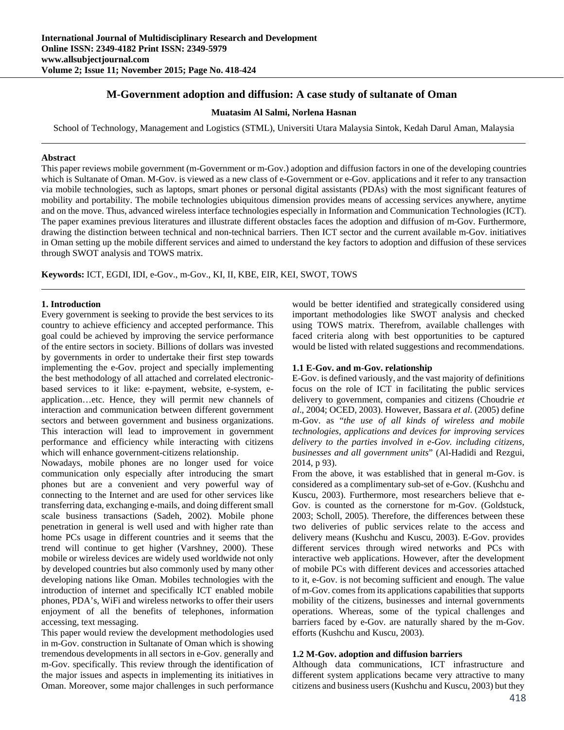# M-Government adoption and diffusion: A case study of sultanate of Oman

**Muatasim Al Salmi, Norlena Hasnan**

School of Technology, Management and Logistics (STML), Universiti Utara Malaysia Sintok, Kedah Darul Aman, Malaysia

---

**Abstract**

This paper reviews mobile government (m-Government or m-Gov.) adoption and diffusion factors in one of the developing countries which is Sultanate of Oman. M-Gov. is viewed as a new class of e-Government or e-Gov. applications and it refer to any transaction via mobile technologies, such as laptops, smart phones or personal digital assistants (PDAs) with the most significant features of mobility and portability. The mobile technologies ubiquitous dimension provides means of accessing services anywhere, anytime and on the move. Thus, advanced wireless interface technologies especially in Information and Communication Technologies (ICT). The paper examines previous literatures and illustrate different obstacles faces the adoption and diffusion of m-Gov. Furthermore, drawing the distinction between technical and non-technical barriers. Then ICT sector and the current available m-Gov. initiatives in Oman setting up the mobile different services and aimed to understand the key factors to adoption and diffusion of these services through SWOT analysis and TOWS matrix.

**Keywords:** ICT, EGDI, IDI, e-Gov., m-Gov., KI, II, KBE, EIR, KEI, SWOT, TOWS

---

## 1. Introduction

Every government is seeking to provide the best services to its country to achieve efficiency and accepted performance. This goal could be achieved by improving the service performance of the entire sectors in society. Billions of dollars was invested by governments in order to undertake their first step towards implementing the e-Gov. project and specially implementing the best methodology of all attached and correlated electronic-based services to it like: e-payment, website, e-system, e-application…etc. Hence, they will permit new channels of interaction and communication between different government sectors and between government and business organizations. This interaction will lead to improvement in government performance and efficiency while interacting with citizens which will enhance government-citizens relationship.

Nowadays, mobile phones are no longer used for voice communication only especially after introducing the smart phones but are a convenient and very powerful way of connecting to the Internet and are used for other services like transferring data, exchanging e-mails, and doing different small scale business transactions (Sadeh, 2002). Mobile phone penetration in general is well used and with higher rate than home PCs usage in different countries and it seems that the trend will continue to get higher (Varshney, 2000). These mobile or wireless devices are widely used worldwide not only by developed countries but also commonly used by many other developing nations like Oman. Mobiles technologies with the introduction of internet and specifically ICT enabled mobile phones, PDA's, WiFi and wireless networks to offer their users enjoyment of all the benefits of telephones, information accessing, text messaging.

This paper would review the development methodologies used in m-Gov. construction in Sultanate of Oman which is showing tremendous developments in all sectors in e-Gov. generally and m-Gov. specifically. This review through the identification of the major issues and aspects in implementing its initiatives in Oman. Moreover, some major challenges in such performance would be better identified and strategically considered using important methodologies like SWOT analysis and checked using TOWS matrix. Therefrom, available challenges with faced criteria along with best opportunities to be captured would be listed with related suggestions and recommendations.

### 1.1 E-Gov. and m-Gov. relationship

E-Gov. is defined variously, and the vast majority of definitions focus on the role of ICT in facilitating the public services delivery to government, companies and citizens (Choudrie *et al*., 2004; OCED, 2003). However, Bassara *et al*. (2005) define m-Gov. as "*the use of all kinds of wireless and mobile technologies, applications and devices for improving services delivery to the parties involved in e-Gov. including citizens, businesses and all government units*" (Al-Hadidi and Rezgui, 2014, p 93).

From the above, it was established that in general m-Gov. is considered as a complimentary sub-set of e-Gov. (Kushchu and Kuscu, 2003). Furthermore, most researchers believe that e-Gov. is counted as the cornerstone for m-Gov. (Goldstuck, 2003; Scholl, 2005). Therefore, the differences between these two deliveries of public services relate to the access and delivery means (Kushchu and Kuscu, 2003). E-Gov. provides different services through wired networks and PCs with interactive web applications. However, after the development of mobile PCs with different devices and accessories attached to it, e-Gov. is not becoming sufficient and enough. The value of m-Gov. comes from its applications capabilities that supports mobility of the citizens, businesses and internal governments operations. Whereas, some of the typical challenges and barriers faced by e-Gov. are naturally shared by the m-Gov. efforts (Kushchu and Kuscu, 2003).

### 1.2 M-Gov. adoption and diffusion barriers

Although data communications, ICT infrastructure and different system applications became very attractive to many citizens and business users (Kushchu and Kuscu, 2003) but they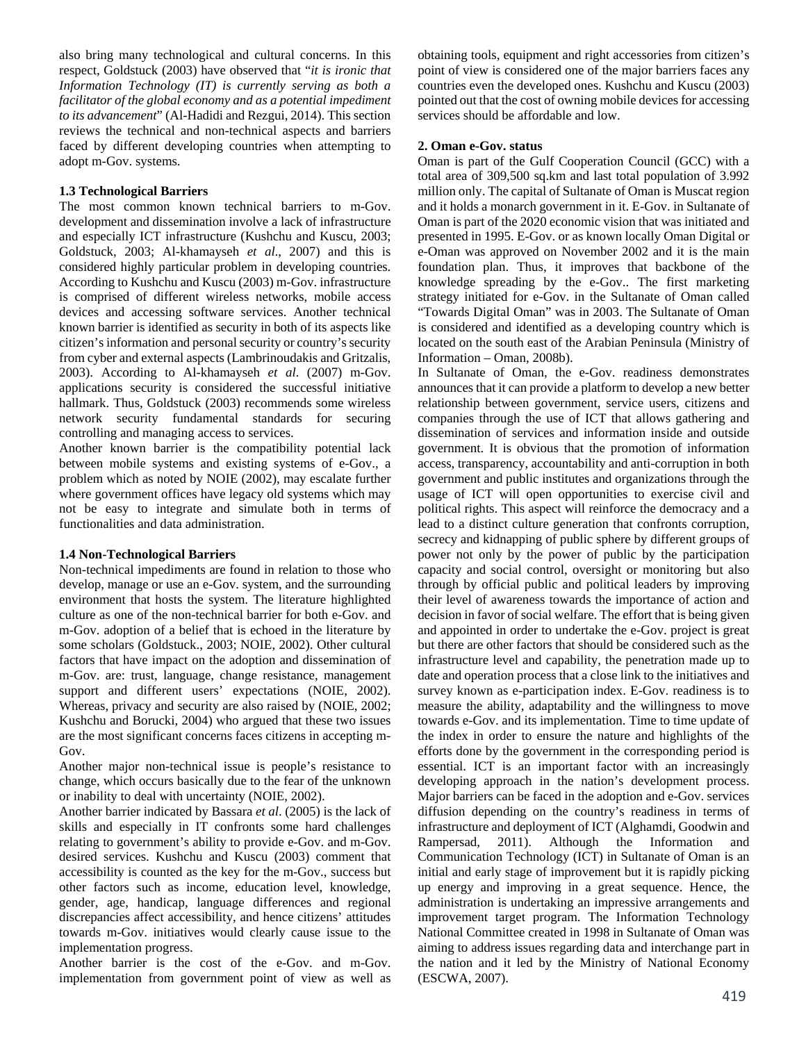also bring many technological and cultural concerns. In this respect, Goldstuck (2003) have observed that "*it is ironic that Information Technology (IT) is currently serving as both a facilitator of the global economy and as a potential impediment to its advancement*" (Al-Hadidi and Rezgui, 2014). This section reviews the technical and non-technical aspects and barriers faced by different developing countries when attempting to adopt m-Gov. systems.

### 1.3 Technological Barriers

The most common known technical barriers to m-Gov. development and dissemination involve a lack of infrastructure and especially ICT infrastructure (Kushchu and Kuscu, 2003; Goldstuck, 2003; Al-khamayseh *et al*., 2007) and this is considered highly particular problem in developing countries. According to Kushchu and Kuscu (2003) m-Gov. infrastructure is comprised of different wireless networks, mobile access devices and accessing software services. Another technical known barrier is identified as security in both of its aspects like citizen's information and personal security or country's security from cyber and external aspects (Lambrinoudakis and Gritzalis, 2003). According to Al-khamayseh *et al*. (2007) m-Gov. applications security is considered the successful initiative hallmark. Thus, Goldstuck (2003) recommends some wireless network security fundamental standards for securing controlling and managing access to services.

Another known barrier is the compatibility potential lack between mobile systems and existing systems of e-Gov., a problem which as noted by NOIE (2002), may escalate further where government offices have legacy old systems which may not be easy to integrate and simulate both in terms of functionalities and data administration.

### 1.4 Non-Technological Barriers

Non-technical impediments are found in relation to those who develop, manage or use an e-Gov. system, and the surrounding environment that hosts the system. The literature highlighted culture as one of the non-technical barrier for both e-Gov. and m-Gov. adoption of a belief that is echoed in the literature by some scholars (Goldstuck., 2003; NOIE, 2002). Other cultural factors that have impact on the adoption and dissemination of m-Gov. are: trust, language, change resistance, management support and different users' expectations (NOIE, 2002). Whereas, privacy and security are also raised by (NOIE, 2002; Kushchu and Borucki, 2004) who argued that these two issues are the most significant concerns faces citizens in accepting m-Gov.

Another major non-technical issue is people's resistance to change, which occurs basically due to the fear of the unknown or inability to deal with uncertainty (NOIE, 2002).

Another barrier indicated by Bassara *et al*. (2005) is the lack of skills and especially in IT confronts some hard challenges relating to government's ability to provide e-Gov. and m-Gov. desired services. Kushchu and Kuscu (2003) comment that accessibility is counted as the key for the m-Gov., success but other factors such as income, education level, knowledge, gender, age, handicap, language differences and regional discrepancies affect accessibility, and hence citizens' attitudes towards m-Gov. initiatives would clearly cause issue to the implementation progress.

Another barrier is the cost of the e-Gov. and m-Gov. implementation from government point of view as well as obtaining tools, equipment and right accessories from citizen's point of view is considered one of the major barriers faces any countries even the developed ones. Kushchu and Kuscu (2003) pointed out that the cost of owning mobile devices for accessing services should be affordable and low.

## 2. Oman e-Gov. status

Oman is part of the Gulf Cooperation Council (GCC) with a total area of 309,500 sq.km and last total population of 3.992 million only. The capital of Sultanate of Oman is Muscat region and it holds a monarch government in it. E-Gov. in Sultanate of Oman is part of the 2020 economic vision that was initiated and presented in 1995. E-Gov. or as known locally Oman Digital or e-Oman was approved on November 2002 and it is the main foundation plan. Thus, it improves that backbone of the knowledge spreading by the e-Gov.. The first marketing strategy initiated for e-Gov. in the Sultanate of Oman called "Towards Digital Oman" was in 2003. The Sultanate of Oman is considered and identified as a developing country which is located on the south east of the Arabian Peninsula (Ministry of Information – Oman, 2008b).

In Sultanate of Oman, the e-Gov. readiness demonstrates announces that it can provide a platform to develop a new better relationship between government, service users, citizens and companies through the use of ICT that allows gathering and dissemination of services and information inside and outside government. It is obvious that the promotion of information access, transparency, accountability and anti-corruption in both government and public institutes and organizations through the usage of ICT will open opportunities to exercise civil and political rights. This aspect will reinforce the democracy and a lead to a distinct culture generation that confronts corruption, secrecy and kidnapping of public sphere by different groups of power not only by the power of public by the participation capacity and social control, oversight or monitoring but also through by official public and political leaders by improving their level of awareness towards the importance of action and decision in favor of social welfare. The effort that is being given and appointed in order to undertake the e-Gov. project is great but there are other factors that should be considered such as the infrastructure level and capability, the penetration made up to date and operation process that a close link to the initiatives and survey known as e-participation index. E-Gov. readiness is to measure the ability, adaptability and the willingness to move towards e-Gov. and its implementation. Time to time update of the index in order to ensure the nature and highlights of the efforts done by the government in the corresponding period is essential. ICT is an important factor with an increasingly developing approach in the nation's development process. Major barriers can be faced in the adoption and e-Gov. services diffusion depending on the country's readiness in terms of infrastructure and deployment of ICT (Alghamdi, Goodwin and Rampersad, 2011). Although the Information and Communication Technology (ICT) in Sultanate of Oman is an initial and early stage of improvement but it is rapidly picking up energy and improving in a great sequence. Hence, the administration is undertaking an impressive arrangements and improvement target program. The Information Technology National Committee created in 1998 in Sultanate of Oman was aiming to address issues regarding data and interchange part in the nation and it led by the Ministry of National Economy (ESCWA, 2007).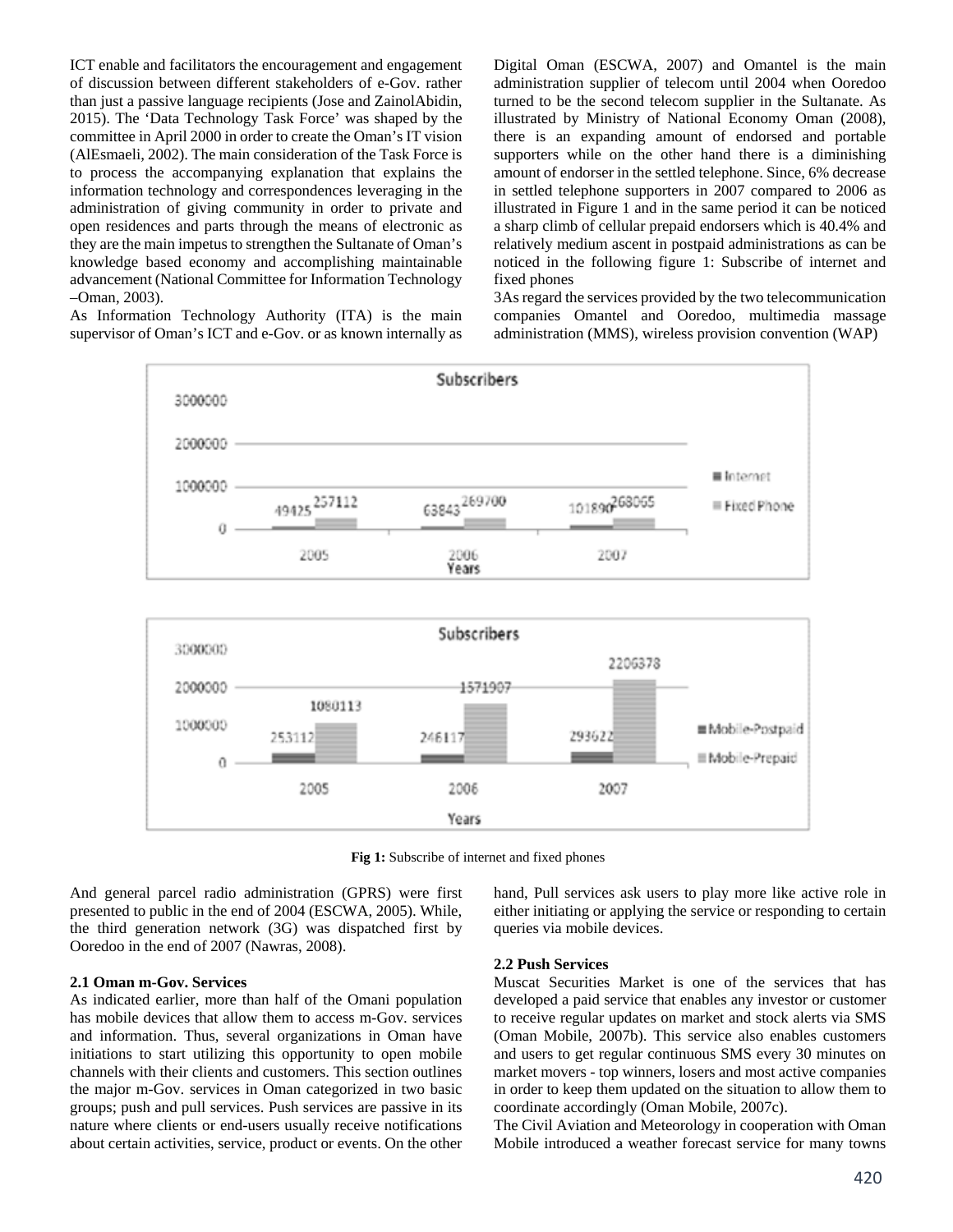ICT enable and facilitators the encouragement and engagement of discussion between different stakeholders of e-Gov. rather than just a passive language recipients (Jose and ZainolAbidin, 2015). The 'Data Technology Task Force' was shaped by the committee in April 2000 in order to create the Oman's IT vision (AlEsmaeli, 2002). The main consideration of the Task Force is to process the accompanying explanation that explains the information technology and correspondences leveraging in the administration of giving community in order to private and open residences and parts through the means of electronic as they are the main impetus to strengthen the Sultanate of Oman's knowledge based economy and accomplishing maintainable advancement (National Committee for Information Technology –Oman, 2003).

As Information Technology Authority (ITA) is the main supervisor of Oman's ICT and e-Gov. or as known internally as Digital Oman (ESCWA, 2007) and Omantel is the main administration supplier of telecom until 2004 when Ooredoo turned to be the second telecom supplier in the Sultanate. As illustrated by Ministry of National Economy Oman (2008), there is an expanding amount of endorsed and portable supporters while on the other hand there is a diminishing amount of endorser in the settled telephone. Since, 6% decrease in settled telephone supporters in 2007 compared to 2006 as illustrated in Figure 1 and in the same period it can be noticed a sharp climb of cellular prepaid endorsers which is 40.4% and relatively medium ascent in postpaid administrations as can be noticed in the following figure 1: Subscribe of internet and fixed phones

3As regard the services provided by the two telecommunication companies Omantel and Ooredoo, multimedia massage administration (MMS), wireless provision convention (WAP)

**Fig 1:** Subscribe of internet and fixed phones

And general parcel radio administration (GPRS) were first presented to public in the end of 2004 (ESCWA, 2005). While, the third generation network (3G) was dispatched first by Ooredoo in the end of 2007 (Nawras, 2008).

### 2.1 Oman m-Gov. Services

As indicated earlier, more than half of the Omani population has mobile devices that allow them to access m-Gov. services and information. Thus, several organizations in Oman have initiations to start utilizing this opportunity to open mobile channels with their clients and customers. This section outlines the major m-Gov. services in Oman categorized in two basic groups; push and pull services. Push services are passive in its nature where clients or end-users usually receive notifications about certain activities, service, product or events. On the other hand, Pull services ask users to play more like active role in either initiating or applying the service or responding to certain queries via mobile devices.

### 2.2 Push Services

Muscat Securities Market is one of the services that has developed a paid service that enables any investor or customer to receive regular updates on market and stock alerts via SMS (Oman Mobile, 2007b). This service also enables customers and users to get regular continuous SMS every 30 minutes on market movers - top winners, losers and most active companies in order to keep them updated on the situation to allow them to coordinate accordingly (Oman Mobile, 2007c).

The Civil Aviation and Meteorology in cooperation with Oman Mobile introduced a weather forecast service for many towns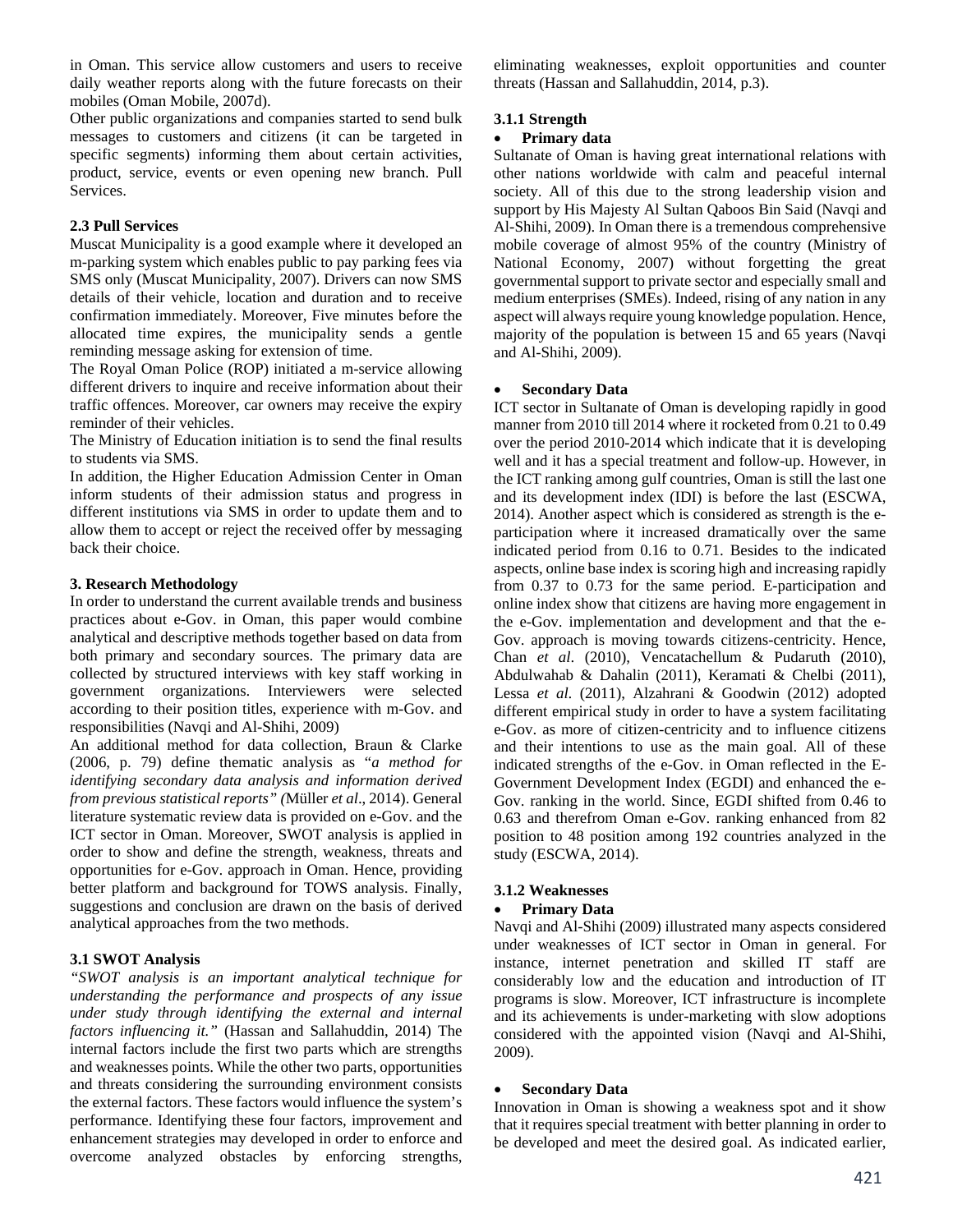in Oman. This service allow customers and users to receive daily weather reports along with the future forecasts on their mobiles (Oman Mobile, 2007d).

Other public organizations and companies started to send bulk messages to customers and citizens (it can be targeted in specific segments) informing them about certain activities, product, service, events or even opening new branch. Pull Services.

### 2.3 Pull Services

Muscat Municipality is a good example where it developed an m-parking system which enables public to pay parking fees via SMS only (Muscat Municipality, 2007). Drivers can now SMS details of their vehicle, location and duration and to receive confirmation immediately. Moreover, Five minutes before the allocated time expires, the municipality sends a gentle reminding message asking for extension of time.

The Royal Oman Police (ROP) initiated a m-service allowing different drivers to inquire and receive information about their traffic offences. Moreover, car owners may receive the expiry reminder of their vehicles.

The Ministry of Education initiation is to send the final results to students via SMS.

In addition, the Higher Education Admission Center in Oman inform students of their admission status and progress in different institutions via SMS in order to update them and to allow them to accept or reject the received offer by messaging back their choice.

## 3. Research Methodology

In order to understand the current available trends and business practices about e-Gov. in Oman, this paper would combine analytical and descriptive methods together based on data from both primary and secondary sources. The primary data are collected by structured interviews with key staff working in government organizations. Interviewers were selected according to their position titles, experience with m-Gov. and responsibilities (Navqi and Al-Shihi, 2009)

An additional method for data collection, Braun & Clarke (2006, p. 79) define thematic analysis as "*a method for identifying secondary data analysis and information derived from previous statistical reports" (*Müller *et al*., 2014). General literature systematic review data is provided on e-Gov. and the ICT sector in Oman. Moreover, SWOT analysis is applied in order to show and define the strength, weakness, threats and opportunities for e-Gov. approach in Oman. Hence, providing better platform and background for TOWS analysis. Finally, suggestions and conclusion are drawn on the basis of derived analytical approaches from the two methods.

### 3.1 SWOT Analysis

*"SWOT analysis is an important analytical technique for understanding the performance and prospects of any issue under study through identifying the external and internal factors influencing it."* (Hassan and Sallahuddin, 2014) The internal factors include the first two parts which are strengths and weaknesses points. While the other two parts, opportunities and threats considering the surrounding environment consists the external factors. These factors would influence the system's performance. Identifying these four factors, improvement and enhancement strategies may developed in order to enforce and overcome analyzed obstacles by enforcing strengths, eliminating weaknesses, exploit opportunities and counter threats (Hassan and Sallahuddin, 2014, p.3).

#### 3.1.1 Strength

- **Primary data**

Sultanate of Oman is having great international relations with other nations worldwide with calm and peaceful internal society. All of this due to the strong leadership vision and support by His Majesty Al Sultan Qaboos Bin Said (Navqi and Al-Shihi, 2009). In Oman there is a tremendous comprehensive mobile coverage of almost 95% of the country (Ministry of National Economy, 2007) without forgetting the great governmental support to private sector and especially small and medium enterprises (SMEs). Indeed, rising of any nation in any aspect will always require young knowledge population. Hence, majority of the population is between 15 and 65 years (Navqi and Al-Shihi, 2009).

- **Secondary Data**

ICT sector in Sultanate of Oman is developing rapidly in good manner from 2010 till 2014 where it rocketed from 0.21 to 0.49 over the period 2010-2014 which indicate that it is developing well and it has a special treatment and follow-up. However, in the ICT ranking among gulf countries, Oman is still the last one and its development index (IDI) is before the last (ESCWA, 2014). Another aspect which is considered as strength is the e-participation where it increased dramatically over the same indicated period from 0.16 to 0.71. Besides to the indicated aspects, online base index is scoring high and increasing rapidly from 0.37 to 0.73 for the same period. E-participation and online index show that citizens are having more engagement in the e-Gov. implementation and development and that the e-Gov. approach is moving towards citizens-centricity. Hence, Chan *et al*. (2010), Vencatachellum & Pudaruth (2010), Abdulwahab & Dahalin (2011), Keramati & Chelbi (2011), Lessa *et al*. (2011), Alzahrani & Goodwin (2012) adopted different empirical study in order to have a system facilitating e-Gov. as more of citizen-centricity and to influence citizens and their intentions to use as the main goal. All of these indicated strengths of the e-Gov. in Oman reflected in the E-Government Development Index (EGDI) and enhanced the e-Gov. ranking in the world. Since, EGDI shifted from 0.46 to 0.63 and therefrom Oman e-Gov. ranking enhanced from 82 position to 48 position among 192 countries analyzed in the study (ESCWA, 2014).

#### 3.1.2 Weaknesses

- **Primary Data**

Navqi and Al-Shihi (2009) illustrated many aspects considered under weaknesses of ICT sector in Oman in general. For instance, internet penetration and skilled IT staff are considerably low and the education and introduction of IT programs is slow. Moreover, ICT infrastructure is incomplete and its achievements is under-marketing with slow adoptions considered with the appointed vision (Navqi and Al-Shihi, 2009).

- **Secondary Data**

Innovation in Oman is showing a weakness spot and it show that it requires special treatment with better planning in order to be developed and meet the desired goal. As indicated earlier,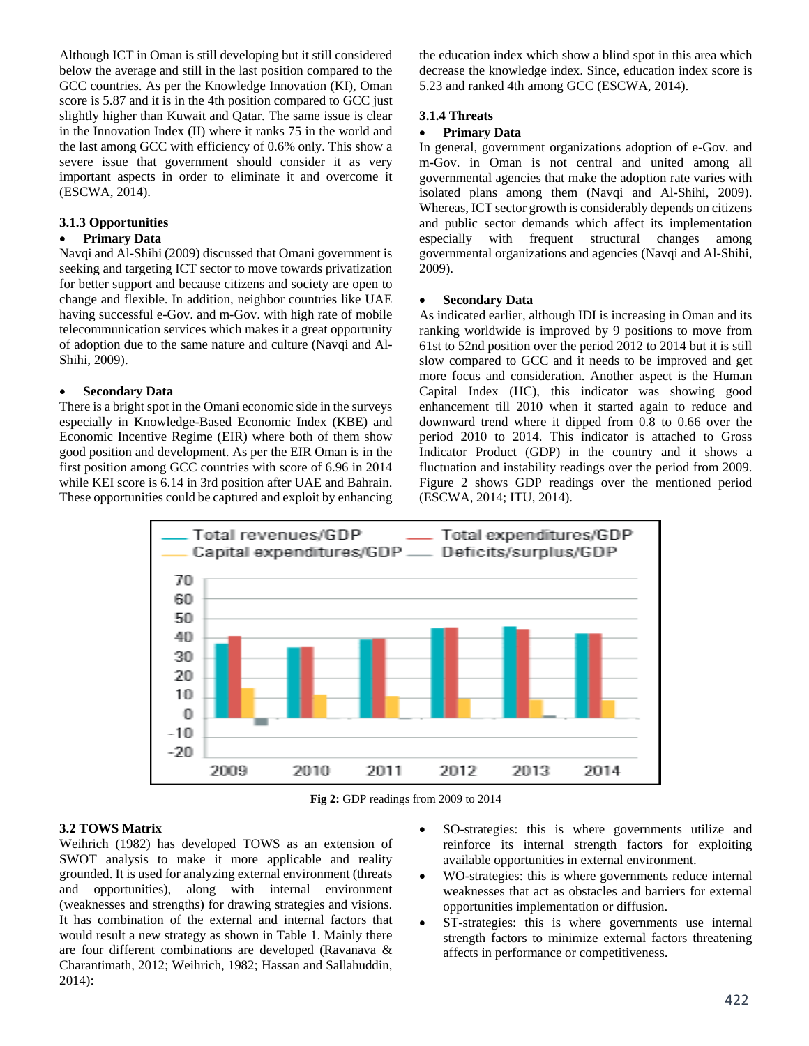Although ICT in Oman is still developing but it still considered below the average and still in the last position compared to the GCC countries. As per the Knowledge Innovation (KI), Oman score is 5.87 and it is in the 4th position compared to GCC just slightly higher than Kuwait and Qatar. The same issue is clear in the Innovation Index (II) where it ranks 75 in the world and the last among GCC with efficiency of 0.6% only. This show a severe issue that government should consider it as very important aspects in order to eliminate it and overcome it (ESCWA, 2014).

### 3.1.3 Opportunities

- **Primary Data**

Navqi and Al-Shihi (2009) discussed that Omani government is seeking and targeting ICT sector to move towards privatization for better support and because citizens and society are open to change and flexible. In addition, neighbor countries like UAE having successful e-Gov. and m-Gov. with high rate of mobile telecommunication services which makes it a great opportunity of adoption due to the same nature and culture (Navqi and Al-Shihi, 2009).

- **Secondary Data**

There is a bright spot in the Omani economic side in the surveys especially in Knowledge-Based Economic Index (KBE) and Economic Incentive Regime (EIR) where both of them show good position and development. As per the EIR Oman is in the first position among GCC countries with score of 6.96 in 2014 while KEI score is 6.14 in 3rd position after UAE and Bahrain. These opportunities could be captured and exploit by enhancing the education index which show a blind spot in this area which decrease the knowledge index. Since, education index score is 5.23 and ranked 4th among GCC (ESCWA, 2014).

### 3.1.4 Threats

- **Primary Data**

In general, government organizations adoption of e-Gov. and m-Gov. in Oman is not central and united among all governmental agencies that make the adoption rate varies with isolated plans among them (Navqi and Al-Shihi, 2009). Whereas, ICT sector growth is considerably depends on citizens and public sector demands which affect its implementation especially with frequent structural changes among governmental organizations and agencies (Navqi and Al-Shihi, 2009).

- **Secondary Data**

As indicated earlier, although IDI is increasing in Oman and its ranking worldwide is improved by 9 positions to move from 61st to 52nd position over the period 2012 to 2014 but it is still slow compared to GCC and it needs to be improved and get more focus and consideration. Another aspect is the Human Capital Index (HC), this indicator was showing good enhancement till 2010 when it started again to reduce and downward trend where it dipped from 0.8 to 0.66 over the period 2010 to 2014. This indicator is attached to Gross Indicator Product (GDP) in the country and it shows a fluctuation and instability readings over the period from 2009. Figure 2 shows GDP readings over the mentioned period (ESCWA, 2014; ITU, 2014).

**Fig 2:** GDP readings from 2009 to 2014

### 3.2 TOWS Matrix

Weihrich (1982) has developed TOWS as an extension of SWOT analysis to make it more applicable and reality grounded. It is used for analyzing external environment (threats and opportunities), along with internal environment (weaknesses and strengths) for drawing strategies and visions. It has combination of the external and internal factors that would result a new strategy as shown in Table 1. Mainly there are four different combinations are developed (Ravanava & Charantimath, 2012; Weihrich, 1982; Hassan and Sallahuddin, 2014):

- SO-strategies: this is where governments utilize and reinforce its internal strength factors for exploiting available opportunities in external environment.
- WO-strategies: this is where governments reduce internal weaknesses that act as obstacles and barriers for external opportunities implementation or diffusion.
- ST-strategies: this is where governments use internal strength factors to minimize external factors threatening affects in performance or competitiveness.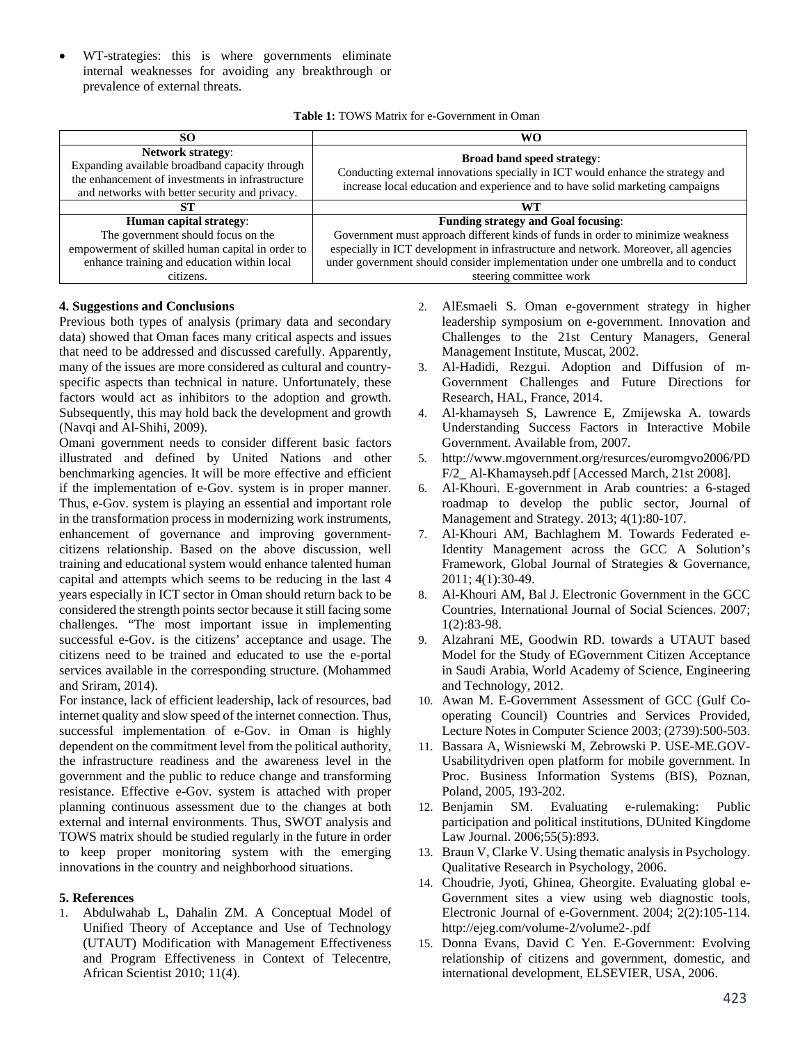- WT-strategies: this is where governments eliminate internal weaknesses for avoiding any breakthrough or prevalence of external threats.

**Table 1:** TOWS Matrix for e-Government in Oman

| SO | WO |
|---|---|
| **Network strategy**: Expanding available broadband capacity through the enhancement of investments in infrastructure and networks with better security and privacy. | **Broad band speed strategy**: Conducting external innovations specially in ICT would enhance the strategy and increase local education and experience and to have solid marketing campaigns |
| **ST** | **WT** |
| **Human capital strategy**: The government should focus on the empowerment of skilled human capital in order to enhance training and education within local citizens. | **Funding strategy and Goal focusing**: Government must approach different kinds of funds in order to minimize weakness especially in ICT development in infrastructure and network. Moreover, all agencies under government should consider implementation under one umbrella and to conduct steering committee work |

## 4. Suggestions and Conclusions

Previous both types of analysis (primary data and secondary data) showed that Oman faces many critical aspects and issues that need to be addressed and discussed carefully. Apparently, many of the issues are more considered as cultural and country-specific aspects than technical in nature. Unfortunately, these factors would act as inhibitors to the adoption and growth. Subsequently, this may hold back the development and growth (Navqi and Al-Shihi, 2009).

Omani government needs to consider different basic factors illustrated and defined by United Nations and other benchmarking agencies. It will be more effective and efficient if the implementation of e-Gov. system is in proper manner. Thus, e-Gov. system is playing an essential and important role in the transformation process in modernizing work instruments, enhancement of governance and improving government-citizens relationship. Based on the above discussion, well training and educational system would enhance talented human capital and attempts which seems to be reducing in the last 4 years especially in ICT sector in Oman should return back to be considered the strength points sector because it still facing some challenges. "The most important issue in implementing successful e-Gov. is the citizens' acceptance and usage. The citizens need to be trained and educated to use the e-portal services available in the corresponding structure. (Mohammed and Sriram, 2014).

For instance, lack of efficient leadership, lack of resources, bad internet quality and slow speed of the internet connection. Thus, successful implementation of e-Gov. in Oman is highly dependent on the commitment level from the political authority, the infrastructure readiness and the awareness level in the government and the public to reduce change and transforming resistance. Effective e-Gov. system is attached with proper planning continuous assessment due to the changes at both external and internal environments. Thus, SWOT analysis and TOWS matrix should be studied regularly in the future in order to keep proper monitoring system with the emerging innovations in the country and neighborhood situations.

## 5. References

1. Abdulwahab L, Dahalin ZM. A Conceptual Model of Unified Theory of Acceptance and Use of Technology (UTAUT) Modification with Management Effectiveness and Program Effectiveness in Context of Telecentre, African Scientist 2010; 11(4).
2. AlEsmaeli S. Oman e-government strategy in higher leadership symposium on e-government. Innovation and Challenges to the 21st Century Managers, General Management Institute, Muscat, 2002.
3. Al-Hadidi, Rezgui. Adoption and Diffusion of m-Government Challenges and Future Directions for Research, HAL, France, 2014.
4. Al-khamayseh S, Lawrence E, Zmijewska A. towards Understanding Success Factors in Interactive Mobile Government. Available from, 2007.
5. http://www.mgovernment.org/resurces/euromgvo2006/PDF/2_ Al-Khamayseh.pdf [Accessed March, 21st 2008].
6. Al-Khouri. E-government in Arab countries: a 6-staged roadmap to develop the public sector, Journal of Management and Strategy. 2013; 4(1):80-107.
7. Al-Khouri AM, Bachlaghem M. Towards Federated e-Identity Management across the GCC A Solution's Framework, Global Journal of Strategies & Governance, 2011; 4(1):30-49.
8. Al-Khouri AM, Bal J. Electronic Government in the GCC Countries, International Journal of Social Sciences. 2007; 1(2):83-98.
9. Alzahrani ME, Goodwin RD. towards a UTAUT based Model for the Study of EGovernment Citizen Acceptance in Saudi Arabia, World Academy of Science, Engineering and Technology, 2012.
10. Awan M. E-Government Assessment of GCC (Gulf Co-operating Council) Countries and Services Provided, Lecture Notes in Computer Science 2003; (2739):500-503.
11. Bassara A, Wisniewski M, Zebrowski P. USE-ME.GOV-Usabilitydriven open platform for mobile government. In Proc. Business Information Systems (BIS), Poznan, Poland, 2005, 193-202.
12. Benjamin SM. Evaluating e-rulemaking: Public participation and political institutions, DUnited Kingdome Law Journal. 2006;55(5):893.
13. Braun V, Clarke V. Using thematic analysis in Psychology. Qualitative Research in Psychology, 2006.
14. Choudrie, Jyoti, Ghinea, Gheorgite. Evaluating global e-Government sites a view using web diagnostic tools, Electronic Journal of e-Government. 2004; 2(2):105-114. http://ejeg.com/volume-2/volume2-.pdf
15. Donna Evans, David C Yen. E-Government: Evolving relationship of citizens and government, domestic, and international development, ELSEVIER, USA, 2006.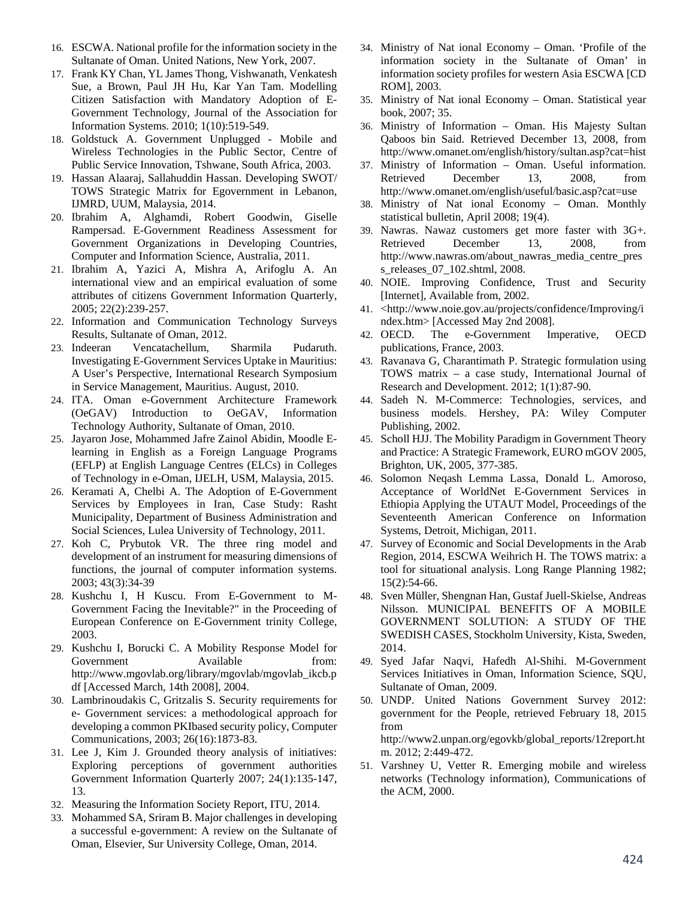16. ESCWA. National profile for the information society in the Sultanate of Oman. United Nations, New York, 2007.
17. Frank KY Chan, YL James Thong, Vishwanath, Venkatesh Sue, a Brown, Paul JH Hu, Kar Yan Tam. Modelling Citizen Satisfaction with Mandatory Adoption of E-Government Technology, Journal of the Association for Information Systems. 2010; 1(10):519-549.
18. Goldstuck A. Government Unplugged - Mobile and Wireless Technologies in the Public Sector, Centre of Public Service Innovation, Tshwane, South Africa, 2003.
19. Hassan Alaaraj, Sallahuddin Hassan. Developing SWOT/ TOWS Strategic Matrix for Egovernment in Lebanon, IJMRD, UUM, Malaysia, 2014.
20. Ibrahim A, Alghamdi, Robert Goodwin, Giselle Rampersad. E-Government Readiness Assessment for Government Organizations in Developing Countries, Computer and Information Science, Australia, 2011.
21. Ibrahim A, Yazici A, Mishra A, Arifoglu A. An international view and an empirical evaluation of some attributes of citizens Government Information Quarterly, 2005; 22(2):239-257.
22. Information and Communication Technology Surveys Results, Sultanate of Oman, 2012.
23. Indeeran Vencatachellum, Sharmila Pudaruth. Investigating E-Government Services Uptake in Mauritius: A User's Perspective, International Research Symposium in Service Management, Mauritius. August, 2010.
24. ITA. Oman e-Government Architecture Framework (OeGAV) Introduction to OeGAV, Information Technology Authority, Sultanate of Oman, 2010.
25. Jayaron Jose, Mohammed Jafre Zainol Abidin, Moodle E-learning in English as a Foreign Language Programs (EFLP) at English Language Centres (ELCs) in Colleges of Technology in e-Oman, IJELH, USM, Malaysia, 2015.
26. Keramati A, Chelbi A. The Adoption of E-Government Services by Employees in Iran, Case Study: Rasht Municipality, Department of Business Administration and Social Sciences, Lulea University of Technology, 2011.
27. Koh C, Prybutok VR. The three ring model and development of an instrument for measuring dimensions of functions, the journal of computer information systems. 2003; 43(3):34-39
28. Kushchu I, H Kuscu. From E-Government to M-Government Facing the Inevitable?" in the Proceeding of European Conference on E-Government trinity College, 2003.
29. Kushchu I, Borucki C. A Mobility Response Model for Government Available from: http://www.mgovlab.org/library/mgovlab/mgovlab_ikcb.pdf [Accessed March, 14th 2008], 2004.
30. Lambrinoudakis C, Gritzalis S. Security requirements for e- Government services: a methodological approach for developing a common PKIbased security policy, Computer Communications, 2003; 26(16):1873-83.
31. Lee J, Kim J. Grounded theory analysis of initiatives: Exploring perceptions of government authorities Government Information Quarterly 2007; 24(1):135-147, 13.
32. Measuring the Information Society Report, ITU, 2014.
33. Mohammed SA, Sriram B. Major challenges in developing a successful e-government: A review on the Sultanate of Oman, Elsevier, Sur University College, Oman, 2014.
34. Ministry of Nat ional Economy – Oman. 'Profile of the information society in the Sultanate of Oman' in information society profiles for western Asia ESCWA [CD ROM], 2003.
35. Ministry of Nat ional Economy – Oman. Statistical year book, 2007; 35.
36. Ministry of Information – Oman. His Majesty Sultan Qaboos bin Said. Retrieved December 13, 2008, from http://www.omanet.om/english/history/sultan.asp?cat=hist
37. Ministry of Information – Oman. Useful information. Retrieved December 13, 2008, from http://www.omanet.om/english/useful/basic.asp?cat=use
38. Ministry of Nat ional Economy – Oman. Monthly statistical bulletin, April 2008; 19(4).
39. Nawras. Nawaz customers get more faster with 3G+. Retrieved December 13, 2008, from http://www.nawras.om/about_nawras_media_centre_press_releases_07_102.shtml, 2008.
40. NOIE. Improving Confidence, Trust and Security [Internet], Available from, 2002.
41. <http://www.noie.gov.au/projects/confidence/Improving/index.htm> [Accessed May 2nd 2008].
42. OECD. The e-Government Imperative, OECD publications, France, 2003.
43. Ravanava G, Charantimath P. Strategic formulation using TOWS matrix – a case study, International Journal of Research and Development. 2012; 1(1):87-90.
44. Sadeh N. M-Commerce: Technologies, services, and business models. Hershey, PA: Wiley Computer Publishing, 2002.
45. Scholl HJJ. The Mobility Paradigm in Government Theory and Practice: A Strategic Framework, EURO mGOV 2005, Brighton, UK, 2005, 377-385.
46. Solomon Neqash Lemma Lassa, Donald L. Amoroso, Acceptance of WorldNet E-Government Services in Ethiopia Applying the UTAUT Model, Proceedings of the Seventeenth American Conference on Information Systems, Detroit, Michigan, 2011.
47. Survey of Economic and Social Developments in the Arab Region, 2014, ESCWA Weihrich H. The TOWS matrix: a tool for situational analysis. Long Range Planning 1982; 15(2):54-66.
48. Sven Müller, Shengnan Han, Gustaf Juell-Skielse, Andreas Nilsson. MUNICIPAL BENEFITS OF A MOBILE GOVERNMENT SOLUTION: A STUDY OF THE SWEDISH CASES, Stockholm University, Kista, Sweden, 2014.
49. Syed Jafar Naqvi, Hafedh Al-Shihi. M-Government Services Initiatives in Oman, Information Science, SQU, Sultanate of Oman, 2009.
50. UNDP. United Nations Government Survey 2012: government for the People, retrieved February 18, 2015 from http://www2.unpan.org/egovkb/global_reports/12report.htm. 2012; 2:449-472.
51. Varshney U, Vetter R. Emerging mobile and wireless networks (Technology information), Communications of the ACM, 2000.